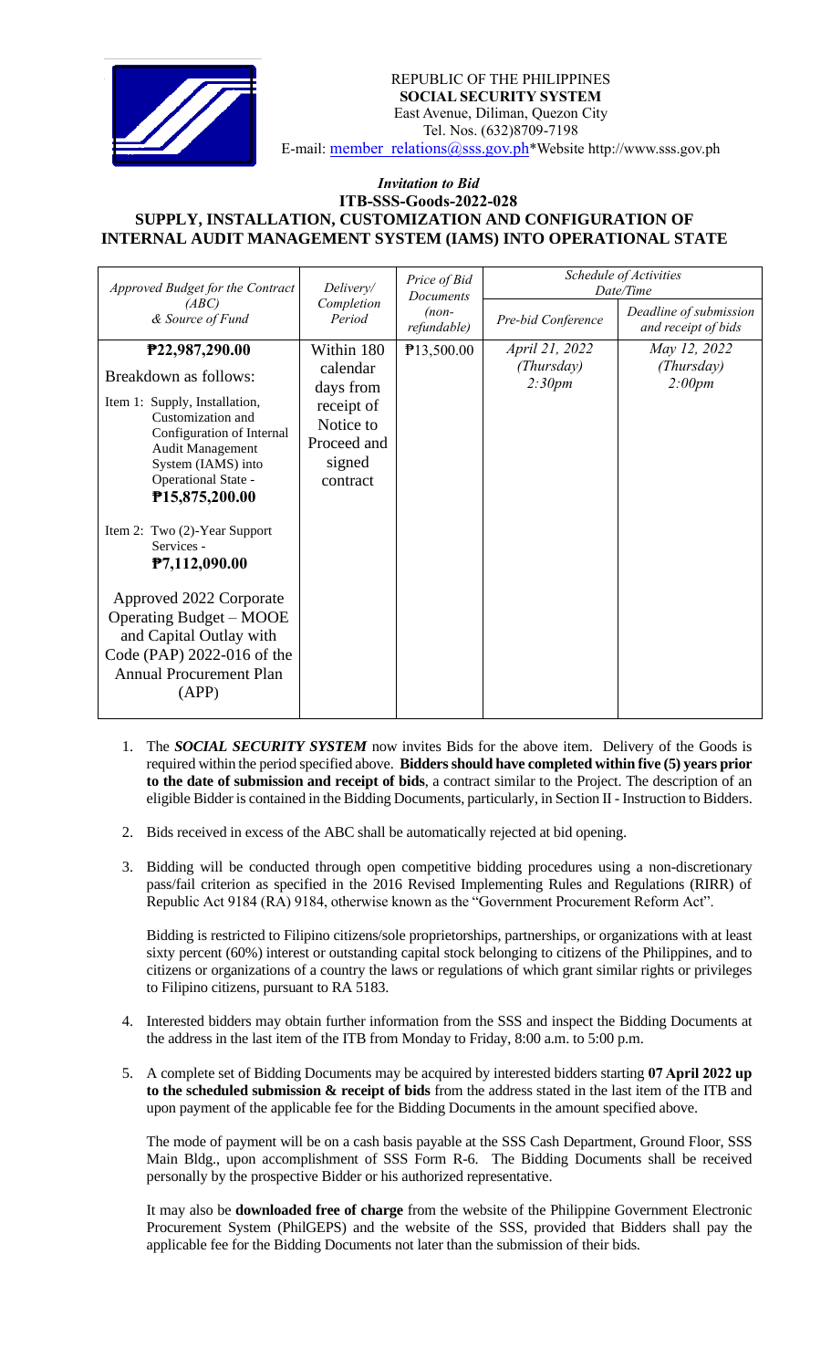REPUBLIC OF THE PHILIPPINES
**SOCIAL SECURITY SYSTEM**
East Avenue, Diliman, Quezon City
Tel. Nos. (632)8709-7198
E-mail: member_relations@sss.gov.ph*Website http://www.sss.gov.ph

### *Invitation to Bid*
## ITB-SSS-Goods-2022-028
## SUPPLY, INSTALLATION, CUSTOMIZATION AND CONFIGURATION OF INTERNAL AUDIT MANAGEMENT SYSTEM (IAMS) INTO OPERATIONAL STATE

| *Approved Budget for the Contract (ABC) & Source of Fund* | *Delivery/ Completion Period* | *Price of Bid Documents (non-refundable)* | *Schedule of Activities Date/Time* | |
|---|---|---|---|---|
| | | | *Pre-bid Conference* | *Deadline of submission and receipt of bids* |
| **₱22,987,290.00**<br><br>Breakdown as follows:<br><br>Item 1: Supply, Installation, Customization and Configuration of Internal Audit Management System (IAMS) into Operational State - **₱15,875,200.00**<br><br>Item 2: Two (2)-Year Support Services - **₱7,112,090.00**<br><br>Approved 2022 Corporate Operating Budget – MOOE and Capital Outlay with Code (PAP) 2022-016 of the Annual Procurement Plan (APP) | Within 180 calendar days from receipt of Notice to Proceed and signed contract | ₱13,500.00 | *April 21, 2022 (Thursday) 2:30pm* | *May 12, 2022 (Thursday) 2:00pm* |

1. The ***SOCIAL SECURITY SYSTEM*** now invites Bids for the above item. Delivery of the Goods is required within the period specified above. **Bidders should have completed within five (5) years prior to the date of submission and receipt of bids**, a contract similar to the Project. The description of an eligible Bidder is contained in the Bidding Documents, particularly, in Section II - Instruction to Bidders.

2. Bids received in excess of the ABC shall be automatically rejected at bid opening.

3. Bidding will be conducted through open competitive bidding procedures using a non-discretionary pass/fail criterion as specified in the 2016 Revised Implementing Rules and Regulations (RIRR) of Republic Act 9184 (RA) 9184, otherwise known as the "Government Procurement Reform Act".

   Bidding is restricted to Filipino citizens/sole proprietorships, partnerships, or organizations with at least sixty percent (60%) interest or outstanding capital stock belonging to citizens of the Philippines, and to citizens or organizations of a country the laws or regulations of which grant similar rights or privileges to Filipino citizens, pursuant to RA 5183.

4. Interested bidders may obtain further information from the SSS and inspect the Bidding Documents at the address in the last item of the ITB from Monday to Friday, 8:00 a.m. to 5:00 p.m.

5. A complete set of Bidding Documents may be acquired by interested bidders starting **07 April 2022 up to the scheduled submission & receipt of bids** from the address stated in the last item of the ITB and upon payment of the applicable fee for the Bidding Documents in the amount specified above.

   The mode of payment will be on a cash basis payable at the SSS Cash Department, Ground Floor, SSS Main Bldg., upon accomplishment of SSS Form R-6. The Bidding Documents shall be received personally by the prospective Bidder or his authorized representative.

   It may also be **downloaded free of charge** from the website of the Philippine Government Electronic Procurement System (PhilGEPS) and the website of the SSS, provided that Bidders shall pay the applicable fee for the Bidding Documents not later than the submission of their bids.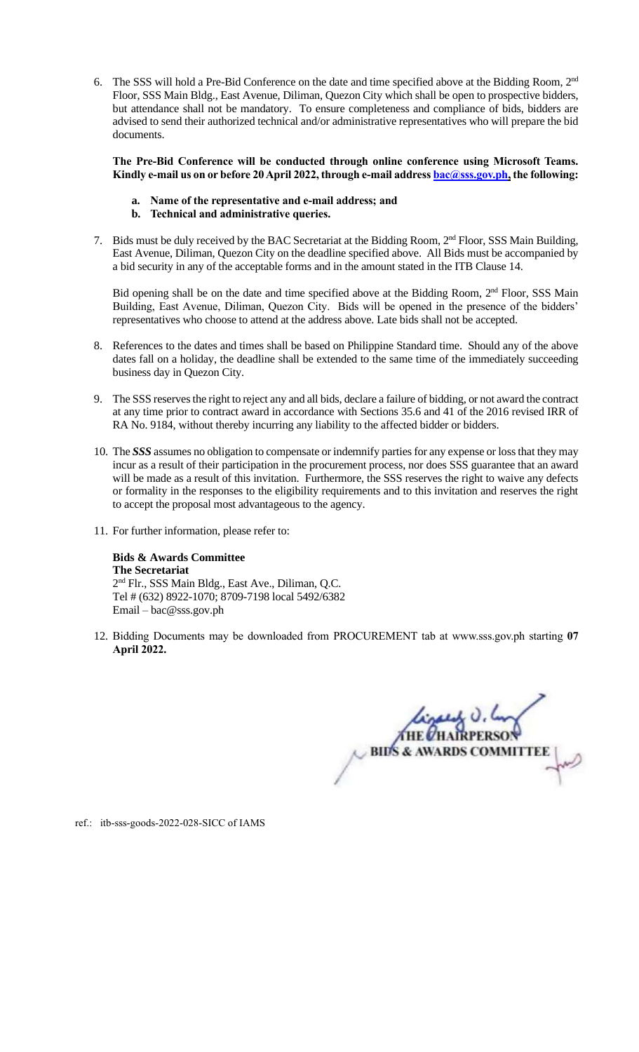6. The SSS will hold a Pre-Bid Conference on the date and time specified above at the Bidding Room, 2nd Floor, SSS Main Bldg., East Avenue, Diliman, Quezon City which shall be open to prospective bidders, but attendance shall not be mandatory. To ensure completeness and compliance of bids, bidders are advised to send their authorized technical and/or administrative representatives who will prepare the bid documents.

   **The Pre-Bid Conference will be conducted through online conference using Microsoft Teams. Kindly e-mail us on or before 20 April 2022, through e-mail address bac@sss.gov.ph, the following:**

   **a. Name of the representative and e-mail address; and**
   **b. Technical and administrative queries.**

7. Bids must be duly received by the BAC Secretariat at the Bidding Room, 2nd Floor, SSS Main Building, East Avenue, Diliman, Quezon City on the deadline specified above. All Bids must be accompanied by a bid security in any of the acceptable forms and in the amount stated in the ITB Clause 14.

   Bid opening shall be on the date and time specified above at the Bidding Room, 2nd Floor, SSS Main Building, East Avenue, Diliman, Quezon City. Bids will be opened in the presence of the bidders' representatives who choose to attend at the address above. Late bids shall not be accepted.

8. References to the dates and times shall be based on Philippine Standard time. Should any of the above dates fall on a holiday, the deadline shall be extended to the same time of the immediately succeeding business day in Quezon City.

9. The SSS reserves the right to reject any and all bids, declare a failure of bidding, or not award the contract at any time prior to contract award in accordance with Sections 35.6 and 41 of the 2016 revised IRR of RA No. 9184, without thereby incurring any liability to the affected bidder or bidders.

10. The ***SSS*** assumes no obligation to compensate or indemnify parties for any expense or loss that they may incur as a result of their participation in the procurement process, nor does SSS guarantee that an award will be made as a result of this invitation. Furthermore, the SSS reserves the right to waive any defects or formality in the responses to the eligibility requirements and to this invitation and reserves the right to accept the proposal most advantageous to the agency.

11. For further information, please refer to:

    **Bids & Awards Committee**
    **The Secretariat**
    2nd Flr., SSS Main Bldg., East Ave., Diliman, Q.C.
    Tel # (632) 8922-1070; 8709-7198 local 5492/6382
    Email – bac@sss.gov.ph

12. Bidding Documents may be downloaded from PROCUREMENT tab at www.sss.gov.ph starting **07 April 2022.**

**THE CHAIRPERSON**
**BIDS & AWARDS COMMITTEE**

ref.: itb-sss-goods-2022-028-SICC of IAMS